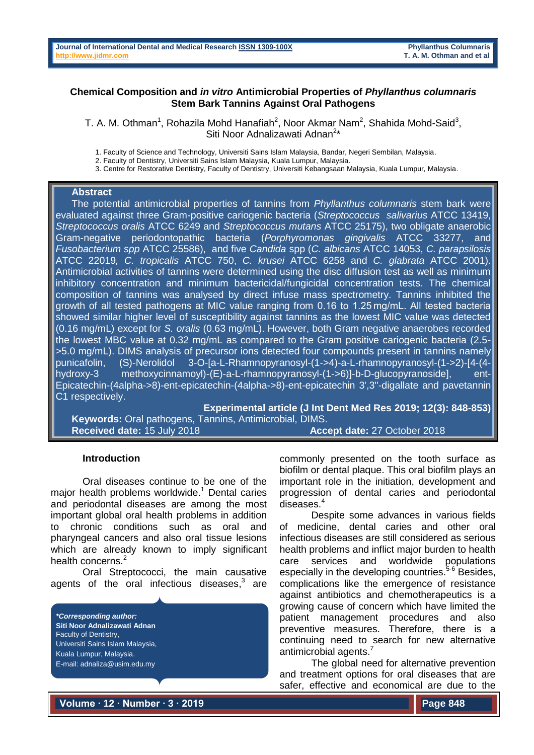# Chemical Composition and *in vitro* Antimicrobial Properties of *Phyllanthus columnaris* Stem Bark Tannins Against Oral Pathogens

T. A. M. Othman[1], Rohazila Mohd Hanafiah[2], Noor Akmar Nam[2], Shahida Mohd-Said[3], Siti Noor Adnalizawati Adnan[2]*

1. Faculty of Science and Technology, Universiti Sains Islam Malaysia, Bandar, Negeri Sembilan, Malaysia.
2. Faculty of Dentistry, Universiti Sains Islam Malaysia, Kuala Lumpur, Malaysia.
3. Centre for Restorative Dentistry, Faculty of Dentistry, Universiti Kebangsaan Malaysia, Kuala Lumpur, Malaysia.

## Abstract

The potential antimicrobial properties of tannins from *Phyllanthus columnaris* stem bark were evaluated against three Gram-positive cariogenic bacteria (*Streptococcus salivarius* ATCC 13419, *Streptococcus oralis* ATCC 6249 and *Streptococcus mutans* ATCC 25175), two obligate anaerobic Gram-negative periodontopathic bacteria (*Porphyromonas gingivalis* ATCC 33277, and *Fusobacterium spp* ATCC 25586), and five *Candida* spp (*C. albicans* ATCC 14053, *C. parapsilosis* ATCC 22019, *C. tropicalis* ATCC 750, *C. krusei* ATCC 6258 and *C. glabrata* ATCC 2001). Antimicrobial activities of tannins were determined using the disc diffusion test as well as minimum inhibitory concentration and minimum bactericidal/fungicidal concentration tests. The chemical composition of tannins was analysed by direct infuse mass spectrometry. Tannins inhibited the growth of all tested pathogens at MIC value ranging from 0.16 to 1.25 mg/mL. All tested bacteria showed similar higher level of susceptibility against tannins as the lowest MIC value was detected (0.16 mg/mL) except for *S. oralis* (0.63 mg/mL). However, both Gram negative anaerobes recorded the lowest MBC value at 0.32 mg/mL as compared to the Gram positive cariogenic bacteria (2.5->5.0 mg/mL). DIMS analysis of precursor ions detected four compounds present in tannins namely punicafolin, (S)-Nerolidol 3-O-[a-L-Rhamnopyranosyl-(1->4)-a-L-rhamnopyranosyl-(1->2)-[4-(4-hydroxy-3 methoxycinnamoyl)-(E)-a-L-rhamnopyranosyl-(1->6)]-b-D-glucopyranoside], ent-Epicatechin-(4alpha->8)-ent-epicatechin-(4alpha->8)-ent-epicatechin 3',3''-digallate and pavetannin C1 respectively.

**Experimental article (J Int Dent Med Res 2019; 12(3): 848-853)**

**Keywords:** Oral pathogens, Tannins, Antimicrobial, DIMS.

**Received date:** 15 July 2018 **Accept date:** 27 October 2018

## Introduction

Oral diseases continue to be one of the major health problems worldwide.[1] Dental caries and periodontal diseases are among the most important global oral health problems in addition to chronic conditions such as oral and pharyngeal cancers and also oral tissue lesions which are already known to imply significant health concerns.[2]

Oral Streptococci, the main causative agents of the oral infectious diseases,[3] are commonly presented on the tooth surface as biofilm or dental plaque. This oral biofilm plays an important role in the initiation, development and progression of dental caries and periodontal diseases.[4]

Despite some advances in various fields of medicine, dental caries and other oral infectious diseases are still considered as serious health problems and inflict major burden to health care services and worldwide populations especially in the developing countries.[5-6] Besides, complications like the emergence of resistance against antibiotics and chemotherapeutics is a growing cause of concern which have limited the patient management procedures and also preventive measures. Therefore, there is a continuing need to search for new alternative antimicrobial agents.[7]

The global need for alternative prevention and treatment options for oral diseases that are safer, effective and economical are due to the

**\*Corresponding author:**
**Siti Noor Adnalizawati Adnan**
Faculty of Dentistry,
Universiti Sains Islam Malaysia,
Kuala Lumpur, Malaysia.
E-mail: adnaliza@usim.edu.my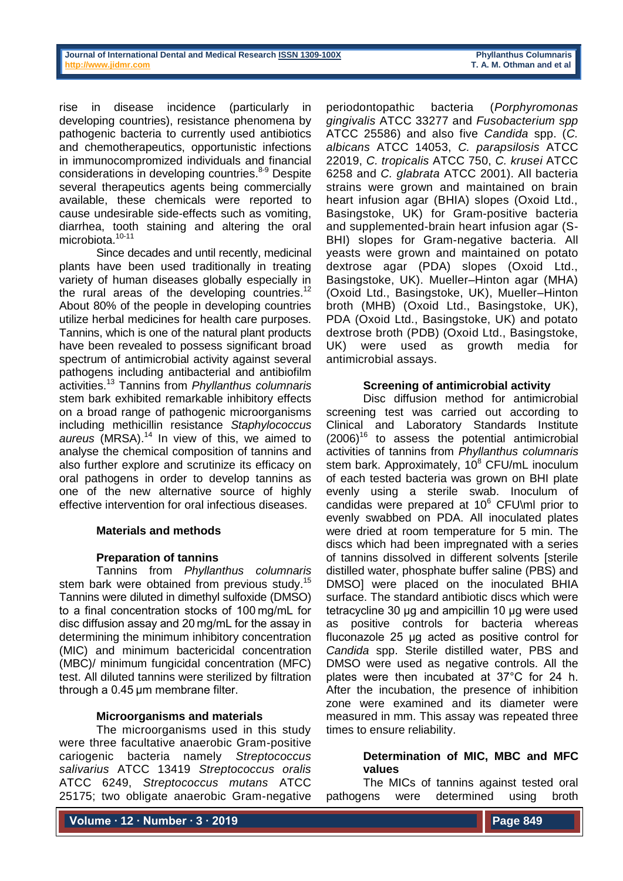rise in disease incidence (particularly in developing countries), resistance phenomena by pathogenic bacteria to currently used antibiotics and chemotherapeutics, opportunistic infections in immunocompromized individuals and financial considerations in developing countries.[8-9] Despite several therapeutics agents being commercially available, these chemicals were reported to cause undesirable side-effects such as vomiting, diarrhea, tooth staining and altering the oral microbiota.[10-11]

Since decades and until recently, medicinal plants have been used traditionally in treating variety of human diseases globally especially in the rural areas of the developing countries.[12] About 80% of the people in developing countries utilize herbal medicines for health care purposes. Tannins, which is one of the natural plant products have been revealed to possess significant broad spectrum of antimicrobial activity against several pathogens including antibacterial and antibiofilm activities.[13] Tannins from *Phyllanthus columnaris* stem bark exhibited remarkable inhibitory effects on a broad range of pathogenic microorganisms including methicillin resistance *Staphylococcus aureus* (MRSA).[14] In view of this, we aimed to analyse the chemical composition of tannins and also further explore and scrutinize its efficacy on oral pathogens in order to develop tannins as one of the new alternative source of highly effective intervention for oral infectious diseases.

## Materials and methods

### Preparation of tannins

Tannins from *Phyllanthus columnaris* stem bark were obtained from previous study.[15] Tannins were diluted in dimethyl sulfoxide (DMSO) to a final concentration stocks of 100 mg/mL for disc diffusion assay and 20 mg/mL for the assay in determining the minimum inhibitory concentration (MIC) and minimum bactericidal concentration (MBC)/ minimum fungicidal concentration (MFC) test. All diluted tannins were sterilized by filtration through a 0.45 µm membrane filter.

### Microorganisms and materials

The microorganisms used in this study were three facultative anaerobic Gram-positive cariogenic bacteria namely *Streptococcus salivarius* ATCC 13419 *Streptococcus oralis* ATCC 6249, *Streptococcus mutans* ATCC 25175; two obligate anaerobic Gram-negative periodontopathic bacteria (*Porphyromonas gingivalis* ATCC 33277 and *Fusobacterium spp* ATCC 25586) and also five *Candida* spp. (*C. albicans* ATCC 14053, *C. parapsilosis* ATCC 22019, *C. tropicalis* ATCC 750, *C. krusei* ATCC 6258 and *C. glabrata* ATCC 2001). All bacteria strains were grown and maintained on brain heart infusion agar (BHIA) slopes (Oxoid Ltd., Basingstoke, UK) for Gram-positive bacteria and supplemented-brain heart infusion agar (S-BHI) slopes for Gram-negative bacteria. All yeasts were grown and maintained on potato dextrose agar (PDA) slopes (Oxoid Ltd., Basingstoke, UK). Mueller–Hinton agar (MHA) (Oxoid Ltd., Basingstoke, UK), Mueller–Hinton broth (MHB) (Oxoid Ltd., Basingstoke, UK), PDA (Oxoid Ltd., Basingstoke, UK) and potato dextrose broth (PDB) (Oxoid Ltd., Basingstoke, UK) were used as growth media for antimicrobial assays.

### Screening of antimicrobial activity

Disc diffusion method for antimicrobial screening test was carried out according to Clinical and Laboratory Standards Institute (2006)[16] to assess the potential antimicrobial activities of tannins from *Phyllanthus columnaris* stem bark. Approximately, $10^8$ CFU/mL inoculum of each tested bacteria was grown on BHI plate evenly using a sterile swab. Inoculum of candidas were prepared at $10^6$ CFU\ml prior to evenly swabbed on PDA. All inoculated plates were dried at room temperature for 5 min. The discs which had been impregnated with a series of tannins dissolved in different solvents [sterile distilled water, phosphate buffer saline (PBS) and DMSO] were placed on the inoculated BHIA surface. The standard antibiotic discs which were tetracycline 30 µg and ampicillin 10 µg were used as positive controls for bacteria whereas fluconazole 25 µg acted as positive control for *Candida* spp. Sterile distilled water, PBS and DMSO were used as negative controls. All the plates were then incubated at 37°C for 24 h. After the incubation, the presence of inhibition zone were examined and its diameter were measured in mm. This assay was repeated three times to ensure reliability.

### Determination of MIC, MBC and MFC values

The MICs of tannins against tested oral pathogens were determined using broth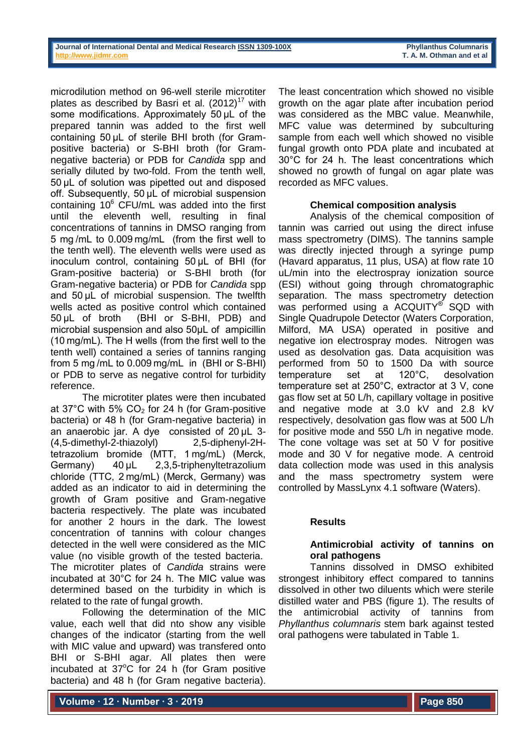microdilution method on 96-well sterile microtiter plates as described by Basri et al. (2012)[17] with some modifications. Approximately 50 µL of the prepared tannin was added to the first well containing 50 µL of sterile BHI broth (for Gram-positive bacteria) or S-BHI broth (for Gram-negative bacteria) or PDB for *Candida* spp and serially diluted by two-fold. From the tenth well, 50 µL of solution was pipetted out and disposed off. Subsequently, 50 µL of microbial suspension containing $10^6$ CFU/mL was added into the first until the eleventh well, resulting in final concentrations of tannins in DMSO ranging from 5 mg /mL to 0.009 mg/mL (from the first well to the tenth well). The eleventh wells were used as inoculum control, containing 50 µL of BHI (for Gram-positive bacteria) or S-BHI broth (for Gram-negative bacteria) or PDB for *Candida* spp and 50 µL of microbial suspension. The twelfth wells acted as positive control which contained 50 µL of broth (BHI or S-BHI, PDB) and microbial suspension and also 50µL of ampicillin (10 mg/mL). The H wells (from the first well to the tenth well) contained a series of tannins ranging from 5 mg /mL to 0.009 mg/mL in (BHI or S-BHI) or PDB to serve as negative control for turbidity reference.

The microtiter plates were then incubated at 37°C with 5% $CO_2$ for 24 h (for Gram-positive bacteria) or 48 h (for Gram-negative bacteria) in an anaerobic jar. A dye consisted of 20 µL 3-(4,5-dimethyl-2-thiazolyl) 2,5-diphenyl-2H-tetrazolium bromide (MTT, 1 mg/mL) (Merck, Germany) 40 µL 2,3,5-triphenyltetrazolium chloride (TTC, 2 mg/mL) (Merck, Germany) was added as an indicator to aid in determining the growth of Gram positive and Gram-negative bacteria respectively. The plate was incubated for another 2 hours in the dark. The lowest concentration of tannins with colour changes detected in the well were considered as the MIC value (no visible growth of the tested bacteria. The microtiter plates of *Candida* strains were incubated at 30°C for 24 h. The MIC value was determined based on the turbidity in which is related to the rate of fungal growth.

Following the determination of the MIC value, each well that did nto show any visible changes of the indicator (starting from the well with MIC value and upward) was transfered onto BHI or S-BHI agar. All plates then were incubated at 37°C for 24 h (for Gram positive bacteria) and 48 h (for Gram negative bacteria). The least concentration which showed no visible growth on the agar plate after incubation period was considered as the MBC value. Meanwhile, MFC value was determined by subculturing sample from each well which showed no visible fungal growth onto PDA plate and incubated at 30°C for 24 h. The least concentrations which showed no growth of fungal on agar plate was recorded as MFC values.

### Chemical composition analysis

Analysis of the chemical composition of tannin was carried out using the direct infuse mass spectrometry (DIMS). The tannins sample was directly injected through a syringe pump (Havard apparatus, 11 plus, USA) at flow rate 10 uL/min into the electrospray ionization source (ESI) without going through chromatographic separation. The mass spectrometry detection was performed using a ACQUITY® SQD with Single Quadrupole Detector (Waters Corporation, Milford, MA USA) operated in positive and negative ion electrospray modes. Nitrogen was used as desolvation gas. Data acquisition was performed from 50 to 1500 Da with source temperature set at 120°C, desolvation temperature set at 250°C, extractor at 3 V, cone gas flow set at 50 L/h, capillary voltage in positive and negative mode at 3.0 kV and 2.8 kV respectively, desolvation gas flow was at 500 L/h for positive mode and 550 L/h in negative mode. The cone voltage was set at 50 V for positive mode and 30 V for negative mode. A centroid data collection mode was used in this analysis and the mass spectrometry system were controlled by MassLynx 4.1 software (Waters).

## Results

### Antimicrobial activity of tannins on oral pathogens

Tannins dissolved in DMSO exhibited strongest inhibitory effect compared to tannins dissolved in other two diluents which were sterile distilled water and PBS (figure 1). The results of the antimicrobial activity of tannins from *Phyllanthus columnaris* stem bark against tested oral pathogens were tabulated in Table 1.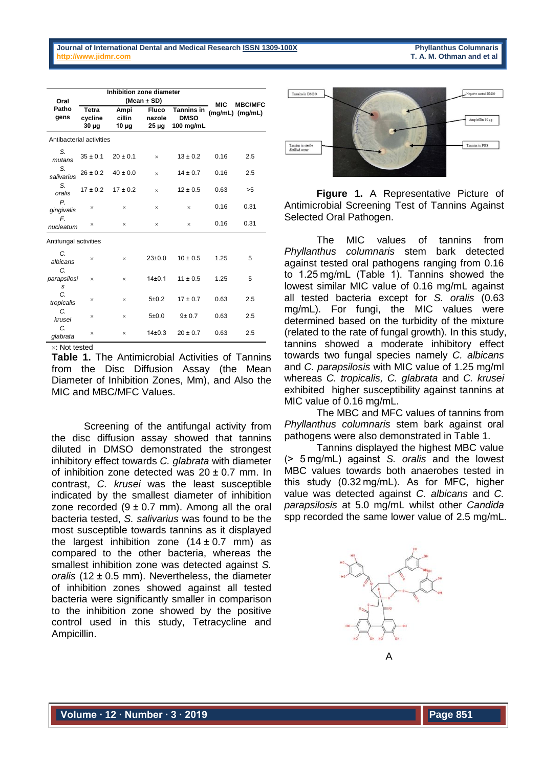| Oral Pathogens | Inhibition zone diameter (Mean ± SD) | | | | MIC (mg/mL) | MBC/MFC (mg/mL) |
|---|---|---|---|---|---|---|
| | Tetracycline 30 µg | Ampicillin 10 µg | Fluconazole 25 µg | Tannins in DMSO 100 mg/mL | | |
| **Antibacterial activities** | | | | | | |
| *S. mutans* | 35 ± 0.1 | 20 ± 0.1 | × | 13 ± 0.2 | 0.16 | 2.5 |
| *S. salivarius* | 26 ± 0.2 | 40 ± 0.0 | × | 14 ± 0.7 | 0.16 | 2.5 |
| *S. oralis* | 17 ± 0.2 | 17 ± 0.2 | × | 12 ± 0.5 | 0.63 | >5 |
| *P. gingivalis* | × | × | × | × | 0.16 | 0.31 |
| *F. nucleatum* | × | × | × | × | 0.16 | 0.31 |
| **Antifungal activities** | | | | | | |
| *C. albicans* | × | × | 23±0.0 | 10 ± 0.5 | 1.25 | 5 |
| *C. parapsilosis* | × | × | 14±0.1 | 11 ± 0.5 | 1.25 | 5 |
| *C. tropicalis* | × | × | 5±0.2 | 17 ± 0.7 | 0.63 | 2.5 |
| *C. krusei* | × | × | 5±0.0 | 9± 0.7 | 0.63 | 2.5 |
| *C. glabrata* | × | × | 14±0.3 | 20 ± 0.7 | 0.63 | 2.5 |

×: Not tested

**Table 1.** The Antimicrobial Activities of Tannins from the Disc Diffusion Assay (the Mean Diameter of Inhibition Zones, Mm), and Also the MIC and MBC/MFC Values.

Screening of the antifungal activity from the disc diffusion assay showed that tannins diluted in DMSO demonstrated the strongest inhibitory effect towards *C. glabrata* with diameter of inhibition zone detected was 20 ± 0.7 mm. In contrast, *C. krusei* was the least susceptible indicated by the smallest diameter of inhibition zone recorded (9 ± 0.7 mm). Among all the oral bacteria tested, *S. salivarius* was found to be the most susceptible towards tannins as it displayed the largest inhibition zone (14 ± 0.7 mm) as compared to the other bacteria, whereas the smallest inhibition zone was detected against *S. oralis* (12 ± 0.5 mm). Nevertheless, the diameter of inhibition zones showed against all tested bacteria were significantly smaller in comparison to the inhibition zone showed by the positive control used in this study, Tetracycline and Ampicillin.

**Figure 1.** A Representative Picture of Antimicrobial Screening Test of Tannins Against Selected Oral Pathogen.

The MIC values of tannins from *Phyllanthus columnaris* stem bark detected against tested oral pathogens ranging from 0.16 to 1.25 mg/mL (Table 1). Tannins showed the lowest similar MIC value of 0.16 mg/mL against all tested bacteria except for *S. oralis* (0.63 mg/mL). For fungi, the MIC values were determined based on the turbidity of the mixture (related to the rate of fungal growth). In this study, tannins showed a moderate inhibitory effect towards two fungal species namely *C. albicans* and *C. parapsilosis* with MIC value of 1.25 mg/ml whereas *C. tropicalis, C. glabrata* and *C. krusei* exhibited higher susceptibility against tannins at MIC value of 0.16 mg/mL.

The MBC and MFC values of tannins from *Phyllanthus columnaris* stem bark against oral pathogens were also demonstrated in Table 1.

Tannins displayed the highest MBC value (> 5 mg/mL) against *S. oralis* and the lowest MBC values towards both anaerobes tested in this study (0.32 mg/mL). As for MFC, higher value was detected against *C. albicans* and *C. parapsilosis* at 5.0 mg/mL whilst other *Candida* spp recorded the same lower value of 2.5 mg/mL.

A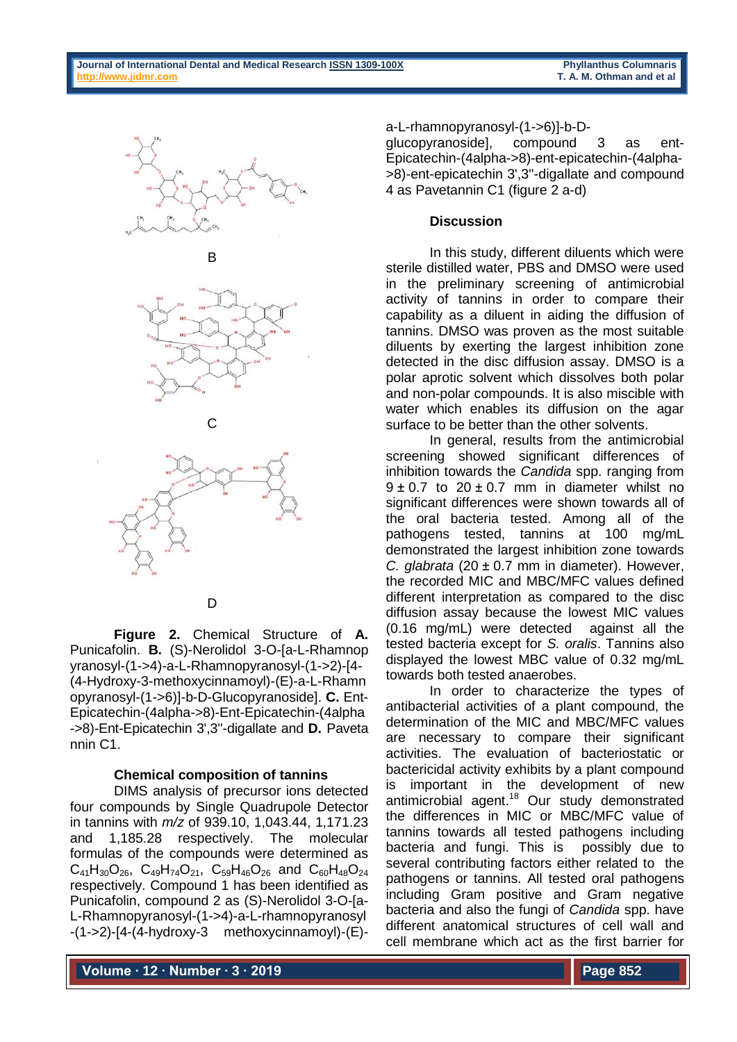B

C

D

**Figure 2.** Chemical Structure of **A.** Punicafolin. **B.** (S)-Nerolidol 3-O-[a-L-Rhamnopyranosyl-(1->4)-a-L-Rhamnopyranosyl-(1->2)-[4-(4-Hydroxy-3-methoxycinnamoyl)-(E)-a-L-Rhamnopyranosyl-(1->6)]-b-D-Glucopyranoside]. **C.** Ent-Epicatechin-(4alpha->8)-Ent-Epicatechin-(4alpha->8)-Ent-Epicatechin 3',3''-digallate and **D.** Pavetannin C1.

**Chemical composition of tannins**

DIMS analysis of precursor ions detected four compounds by Single Quadrupole Detector in tannins with *m/z* of 939.10, 1,043.44, 1,171.23 and 1,185.28 respectively. The molecular formulas of the compounds were determined as $C_{41}H_{30}O_{26}$, $C_{49}H_{74}O_{21}$, $C_{59}H_{46}O_{26}$ and $C_{60}H_{48}O_{24}$ respectively. Compound 1 has been identified as Punicafolin, compound 2 as (S)-Nerolidol 3-O-[a-L-Rhamnopyranosyl-(1->4)-a-L-rhamnopyranosyl-(1->2)-[4-(4-hydroxy-3 methoxycinnamoyl)-(E)-a-L-rhamnopyranosyl-(1->6)]-b-D-glucopyranoside], compound 3 as ent-Epicatechin-(4alpha->8)-ent-epicatechin-(4alpha->8)-ent-epicatechin 3',3''-digallate and compound 4 as Pavetannin C1 (figure 2 a-d)

**Discussion**

In this study, different diluents which were sterile distilled water, PBS and DMSO were used in the preliminary screening of antimicrobial activity of tannins in order to compare their capability as a diluent in aiding the diffusion of tannins. DMSO was proven as the most suitable diluents by exerting the largest inhibition zone detected in the disc diffusion assay. DMSO is a polar aprotic solvent which dissolves both polar and non-polar compounds. It is also miscible with water which enables its diffusion on the agar surface to be better than the other solvents.

In general, results from the antimicrobial screening showed significant differences of inhibition towards the *Candida* spp. ranging from $9 \pm 0.7$ to $20 \pm 0.7$ mm in diameter whilst no significant differences were shown towards all of the oral bacteria tested. Among all of the pathogens tested, tannins at 100 mg/mL demonstrated the largest inhibition zone towards *C. glabrata* ($20 \pm 0.7$ mm in diameter). However, the recorded MIC and MBC/MFC values defined different interpretation as compared to the disc diffusion assay because the lowest MIC values (0.16 mg/mL) were detected against all the tested bacteria except for *S. oralis*. Tannins also displayed the lowest MBC value of 0.32 mg/mL towards both tested anaerobes.

In order to characterize the types of antibacterial activities of a plant compound, the determination of the MIC and MBC/MFC values are necessary to compare their significant activities. The evaluation of bacteriostatic or bactericidal activity exhibits by a plant compound is important in the development of new antimicrobial agent.[18] Our study demonstrated the differences in MIC or MBC/MFC value of tannins towards all tested pathogens including bacteria and fungi. This is possibly due to several contributing factors either related to the pathogens or tannins. All tested oral pathogens including Gram positive and Gram negative bacteria and also the fungi of *Candida* spp. have different anatomical structures of cell wall and cell membrane which act as the first barrier for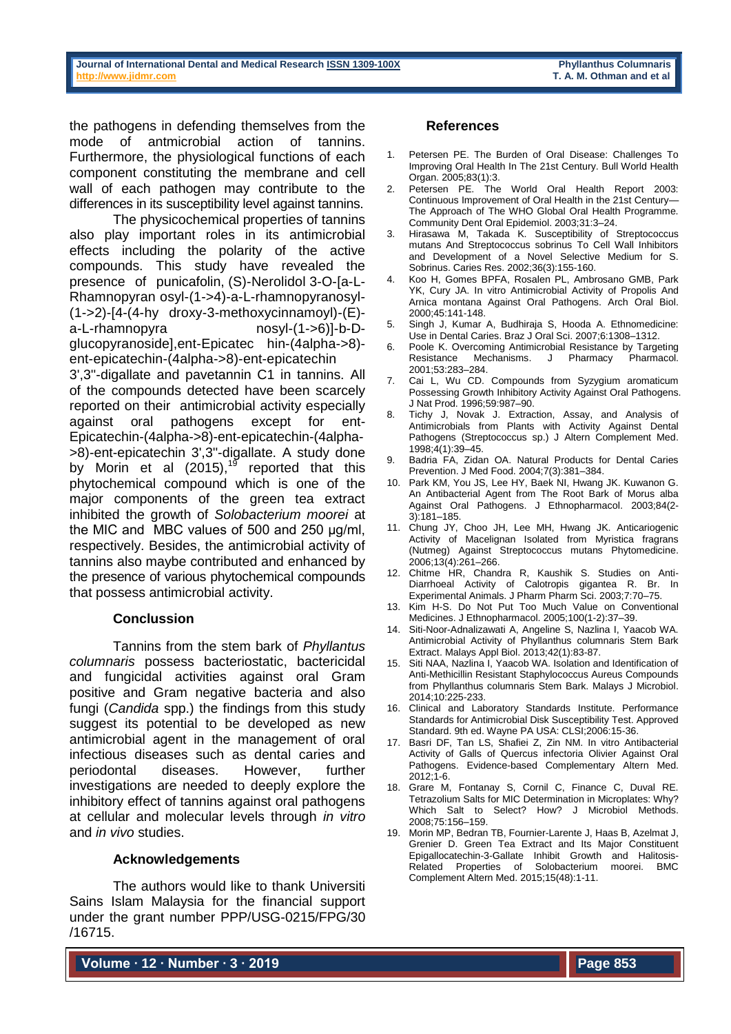the pathogens in defending themselves from the mode of antmicrobial action of tannins. Furthermore, the physiological functions of each component constituting the membrane and cell wall of each pathogen may contribute to the differences in its susceptibility level against tannins.

The physicochemical properties of tannins also play important roles in its antimicrobial effects including the polarity of the active compounds. This study have revealed the presence of punicafolin, (S)-Nerolidol 3-O-[a-L-Rhamnopyran osyl-(1->4)-a-L-rhamnopyranosyl-(1->2)-[4-(4-hy droxy-3-methoxycinnamoyl)-(E)-a-L-rhamnopyra nosyl-(1->6)]-b-D-glucopyranoside],ent-Epicatec hin-(4alpha->8)-ent-epicatechin-(4alpha->8)-ent-epicatechin 3',3''-digallate and pavetannin C1 in tannins. All of the compounds detected have been scarcely reported on their antimicrobial activity especially against oral pathogens except for ent-Epicatechin-(4alpha->8)-ent-epicatechin-(4alpha->8)-ent-epicatechin 3',3''-digallate. A study done by Morin et al (2015),[19] reported that this phytochemical compound which is one of the major components of the green tea extract inhibited the growth of *Solobacterium moorei* at the MIC and MBC values of 500 and 250 µg/ml, respectively. Besides, the antimicrobial activity of tannins also maybe contributed and enhanced by the presence of various phytochemical compounds that possess antimicrobial activity.

## Conclussion

Tannins from the stem bark of *Phyllantus columnaris* possess bacteriostatic, bactericidal and fungicidal activities against oral Gram positive and Gram negative bacteria and also fungi (*Candida* spp.) the findings from this study suggest its potential to be developed as new antimicrobial agent in the management of oral infectious diseases such as dental caries and periodontal diseases. However, further investigations are needed to deeply explore the inhibitory effect of tannins against oral pathogens at cellular and molecular levels through *in vitro* and *in vivo* studies.

## Acknowledgements

The authors would like to thank Universiti Sains Islam Malaysia for the financial support under the grant number PPP/USG-0215/FPG/30 /16715.

## References

1. Petersen PE. The Burden of Oral Disease: Challenges To Improving Oral Health In The 21st Century. Bull World Health Organ. 2005;83(1):3.
2. Petersen PE. The World Oral Health Report 2003: Continuous Improvement of Oral Health in the 21st Century—The Approach of The WHO Global Oral Health Programme. Community Dent Oral Epidemiol. 2003;31:3–24.
3. Hirasawa M, Takada K. Susceptibility of Streptococcus mutans And Streptococcus sobrinus To Cell Wall Inhibitors and Development of a Novel Selective Medium for S. Sobrinus. Caries Res. 2002;36(3):155-160.
4. Koo H, Gomes BPFA, Rosalen PL, Ambrosano GMB, Park YK, Cury JA. In vitro Antimicrobial Activity of Propolis And Arnica montana Against Oral Pathogens. Arch Oral Biol. 2000;45:141-148.
5. Singh J, Kumar A, Budhiraja S, Hooda A. Ethnomedicine: Use in Dental Caries. Braz J Oral Sci. 2007;6:1308–1312.
6. Poole K. Overcoming Antimicrobial Resistance by Targeting Resistance Mechanisms. J Pharmacy Pharmacol. 2001;53:283–284.
7. Cai L, Wu CD. Compounds from Syzygium aromaticum Possessing Growth Inhibitory Activity Against Oral Pathogens. J Nat Prod. 1996;59:987–90.
8. Tichy J, Novak J. Extraction, Assay, and Analysis of Antimicrobials from Plants with Activity Against Dental Pathogens (Streptococcus sp.) J Altern Complement Med. 1998;4(1):39–45.
9. Badria FA, Zidan OA. Natural Products for Dental Caries Prevention. J Med Food. 2004;7(3):381–384.
10. Park KM, You JS, Lee HY, Baek NI, Hwang JK. Kuwanon G. An Antibacterial Agent from The Root Bark of Morus alba Against Oral Pathogens. J Ethnopharmacol. 2003;84(2-3):181–185.
11. Chung JY, Choo JH, Lee MH, Hwang JK. Anticariogenic Activity of Macelignan Isolated from Myristica fragrans (Nutmeg) Against Streptococcus mutans Phytomedicine. 2006;13(4):261–266.
12. Chitme HR, Chandra R, Kaushik S. Studies on Anti-Diarrhoeal Activity of Calotropis gigantea R. Br. In Experimental Animals. J Pharm Pharm Sci. 2003;7:70–75.
13. Kim H-S. Do Not Put Too Much Value on Conventional Medicines. J Ethnopharmacol. 2005;100(1-2):37–39.
14. Siti-Noor-Adnalizawati A, Angeline S, Nazlina I, Yaacob WA. Antimicrobial Activity of Phyllanthus columnaris Stem Bark Extract. Malays Appl Biol. 2013;42(1):83-87.
15. Siti NAA, Nazlina I, Yaacob WA. Isolation and Identification of Anti-Methicillin Resistant Staphylococcus Aureus Compounds from Phyllanthus columnaris Stem Bark. Malays J Microbiol. 2014;10:225-233.
16. Clinical and Laboratory Standards Institute. Performance Standards for Antimicrobial Disk Susceptibility Test. Approved Standard. 9th ed. Wayne PA USA: CLSI;2006:15-36.
17. Basri DF, Tan LS, Shafiei Z, Zin NM. In vitro Antibacterial Activity of Galls of Quercus infectoria Olivier Against Oral Pathogens. Evidence-based Complementary Altern Med. 2012;1-6.
18. Grare M, Fontanay S, Cornil C, Finance C, Duval RE. Tetrazolium Salts for MIC Determination in Microplates: Why? Which Salt to Select? How? J Microbiol Methods. 2008;75:156–159.
19. Morin MP, Bedran TB, Fournier-Larente J, Haas B, Azelmat J, Grenier D. Green Tea Extract and Its Major Constituent Epigallocatechin-3-Gallate Inhibit Growth and Halitosis-Related Properties of Solobacterium moorei. BMC Complement Altern Med. 2015;15(48):1-11.